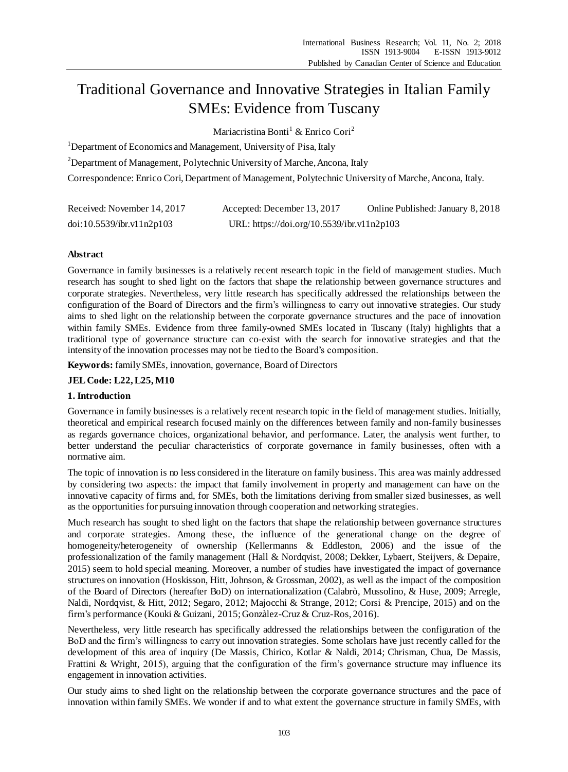# Traditional Governance and Innovative Strategies in Italian Family SMEs: Evidence from Tuscany

Mariacristina Bonti[1] & Enrico Cori[2]

[1]Department of Economics and Management, University of Pisa, Italy

[2]Department of Management, Polytechnic University of Marche, Ancona, Italy

Correspondence: Enrico Cori, Department of Management, Polytechnic University of Marche, Ancona, Italy.

Received: November 14, 2017 Accepted: December 13, 2017 Online Published: January 8, 2018

doi:10.5539/ibr.v11n2p103 URL: https://doi.org/10.5539/ibr.v11n2p103

## Abstract

Governance in family businesses is a relatively recent research topic in the field of management studies. Much research has sought to shed light on the factors that shape the relationship between governance structures and corporate strategies. Nevertheless, very little research has specifically addressed the relationships between the configuration of the Board of Directors and the firm's willingness to carry out innovative strategies. Our study aims to shed light on the relationship between the corporate governance structures and the pace of innovation within family SMEs. Evidence from three family-owned SMEs located in Tuscany (Italy) highlights that a traditional type of governance structure can co-exist with the search for innovative strategies and that the intensity of the innovation processes may not be tied to the Board's composition.

**Keywords:** family SMEs, innovation, governance, Board of Directors

**JEL Code: L22, L25, M10**

## 1. Introduction

Governance in family businesses is a relatively recent research topic in the field of management studies. Initially, theoretical and empirical research focused mainly on the differences between family and non-family businesses as regards governance choices, organizational behavior, and performance. Later, the analysis went further, to better understand the peculiar characteristics of corporate governance in family businesses, often with a normative aim.

The topic of innovation is no less considered in the literature on family business. This area was mainly addressed by considering two aspects: the impact that family involvement in property and management can have on the innovative capacity of firms and, for SMEs, both the limitations deriving from smaller sized businesses, as well as the opportunities for pursuing innovation through cooperation and networking strategies.

Much research has sought to shed light on the factors that shape the relationship between governance structures and corporate strategies. Among these, the influence of the generational change on the degree of homogeneity/heterogeneity of ownership (Kellermanns & Eddleston, 2006) and the issue of the professionalization of the family management (Hall & Nordqvist, 2008; Dekker, Lybaert, Steijvers, & Depaire, 2015) seem to hold special meaning. Moreover, a number of studies have investigated the impact of governance structures on innovation (Hoskisson, Hitt, Johnson, & Grossman, 2002), as well as the impact of the composition of the Board of Directors (hereafter BoD) on internationalization (Calabrò, Mussolino, & Huse, 2009; Arregle, Naldi, Nordqvist, & Hitt, 2012; Segaro, 2012; Majocchi & Strange, 2012; Corsi & Prencipe, 2015) and on the firm's performance (Kouki & Guizani, 2015; Gonzàlez-Cruz & Cruz-Ros, 2016).

Nevertheless, very little research has specifically addressed the relationships between the configuration of the BoD and the firm's willingness to carry out innovation strategies. Some scholars have just recently called for the development of this area of inquiry (De Massis, Chirico, Kotlar & Naldi, 2014; Chrisman, Chua, De Massis, Frattini & Wright, 2015), arguing that the configuration of the firm's governance structure may influence its engagement in innovation activities.

Our study aims to shed light on the relationship between the corporate governance structures and the pace of innovation within family SMEs. We wonder if and to what extent the governance structure in family SMEs, with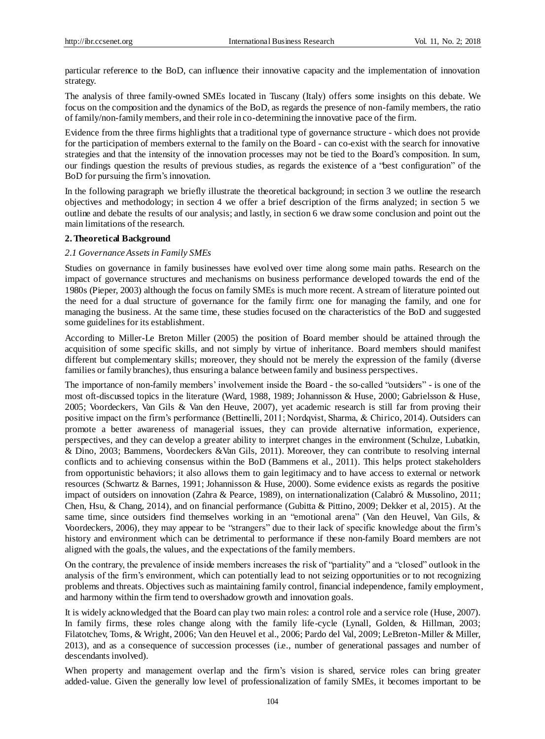particular reference to the BoD, can influence their innovative capacity and the implementation of innovation strategy.

The analysis of three family-owned SMEs located in Tuscany (Italy) offers some insights on this debate. We focus on the composition and the dynamics of the BoD, as regards the presence of non-family members, the ratio of family/non-family members, and their role in co-determining the innovative pace of the firm.

Evidence from the three firms highlights that a traditional type of governance structure - which does not provide for the participation of members external to the family on the Board - can co-exist with the search for innovative strategies and that the intensity of the innovation processes may not be tied to the Board's composition. In sum, our findings question the results of previous studies, as regards the existence of a "best configuration" of the BoD for pursuing the firm's innovation.

In the following paragraph we briefly illustrate the theoretical background; in section 3 we outline the research objectives and methodology; in section 4 we offer a brief description of the firms analyzed; in section 5 we outline and debate the results of our analysis; and lastly, in section 6 we draw some conclusion and point out the main limitations of the research.

## 2. Theoretical Background

### *2.1 Governance Assets in Family SMEs*

Studies on governance in family businesses have evolved over time along some main paths. Research on the impact of governance structures and mechanisms on business performance developed towards the end of the 1980s (Pieper, 2003) although the focus on family SMEs is much more recent. A stream of literature pointed out the need for a dual structure of governance for the family firm: one for managing the family, and one for managing the business. At the same time, these studies focused on the characteristics of the BoD and suggested some guidelines for its establishment.

According to Miller-Le Breton Miller (2005) the position of Board member should be attained through the acquisition of some specific skills, and not simply by virtue of inheritance. Board members should manifest different but complementary skills; moreover, they should not be merely the expression of the family (diverse families or family branches), thus ensuring a balance between family and business perspectives.

The importance of non-family members' involvement inside the Board - the so-called "outsiders" - is one of the most oft-discussed topics in the literature (Ward, 1988, 1989; Johannisson & Huse, 2000; Gabrielsson & Huse, 2005; Voordeckers, Van Gils & Van den Heuve, 2007), yet academic research is still far from proving their positive impact on the firm's performance (Bettinelli, 2011; Nordqvist, Sharma, & Chirico, 2014). Outsiders can promote a better awareness of managerial issues, they can provide alternative information, experience, perspectives, and they can develop a greater ability to interpret changes in the environment (Schulze, Lubatkin, & Dino, 2003; Bammens, Voordeckers &Van Gils, 2011). Moreover, they can contribute to resolving internal conflicts and to achieving consensus within the BoD (Bammens et al., 2011). This helps protect stakeholders from opportunistic behaviors; it also allows them to gain legitimacy and to have access to external or network resources (Schwartz & Barnes, 1991; Johannisson & Huse, 2000). Some evidence exists as regards the positive impact of outsiders on innovation (Zahra & Pearce, 1989), on internationalization (Calabró & Mussolino, 2011; Chen, Hsu, & Chang, 2014), and on financial performance (Gubitta & Pittino, 2009; Dekker et al, 2015). At the same time, since outsiders find themselves working in an "emotional arena" (Van den Heuvel, Van Gils, & Voordeckers, 2006), they may appear to be "strangers" due to their lack of specific knowledge about the firm's history and environment which can be detrimental to performance if these non-family Board members are not aligned with the goals, the values, and the expectations of the family members.

On the contrary, the prevalence of inside members increases the risk of "partiality" and a "closed" outlook in the analysis of the firm's environment, which can potentially lead to not seizing opportunities or to not recognizing problems and threats. Objectives such as maintaining family control, financial independence, family employment, and harmony within the firm tend to overshadow growth and innovation goals.

It is widely acknowledged that the Board can play two main roles: a control role and a service role (Huse, 2007). In family firms, these roles change along with the family life-cycle (Lynall, Golden, & Hillman, 2003; Filatotchev, Toms, & Wright, 2006; Van den Heuvel et al., 2006; Pardo del Val, 2009; LeBreton-Miller & Miller, 2013), and as a consequence of succession processes (i.e., number of generational passages and number of descendants involved).

When property and management overlap and the firm's vision is shared, service roles can bring greater added-value. Given the generally low level of professionalization of family SMEs, it becomes important to be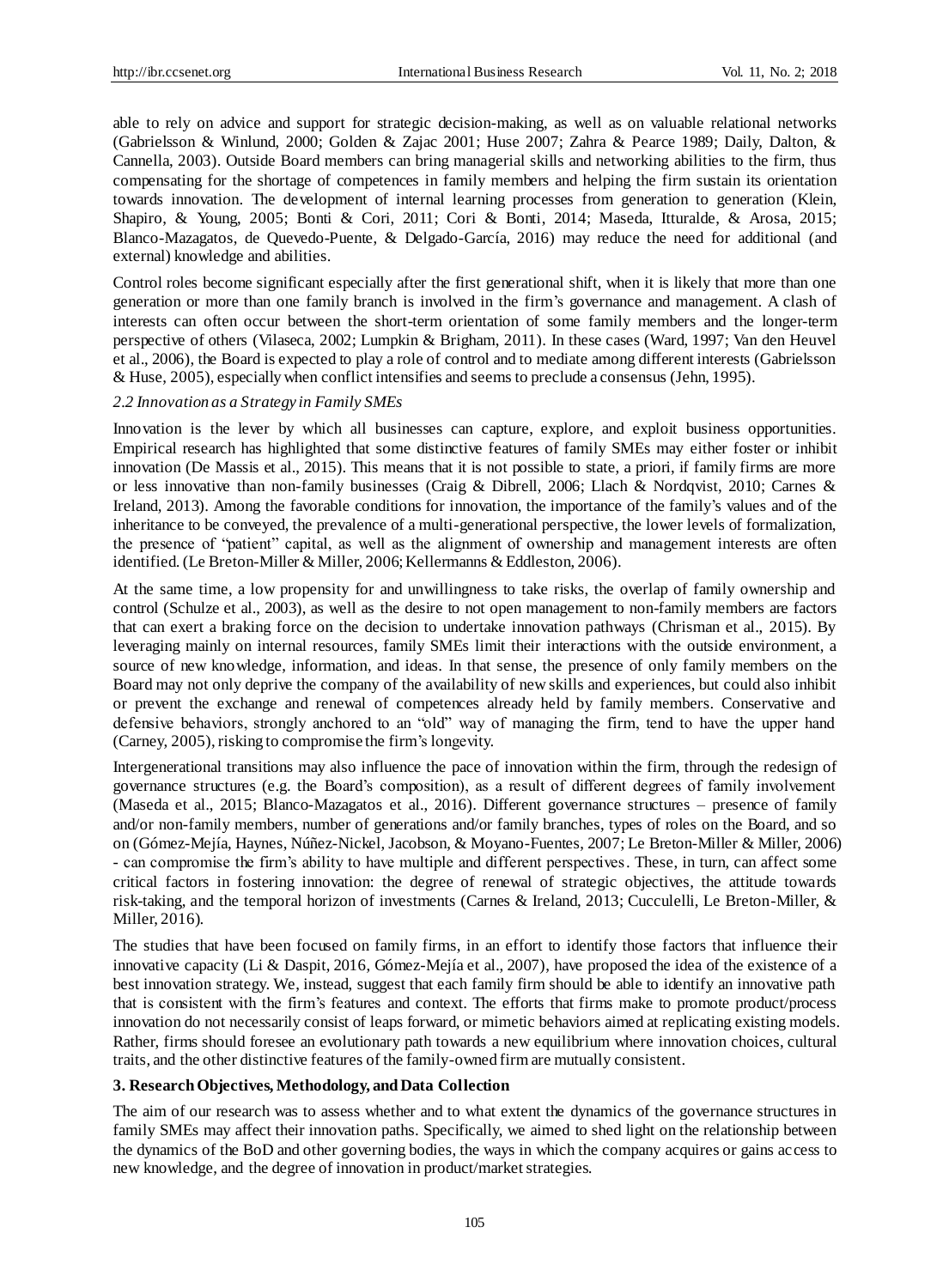able to rely on advice and support for strategic decision-making, as well as on valuable relational networks (Gabrielsson & Winlund, 2000; Golden & Zajac 2001; Huse 2007; Zahra & Pearce 1989; Daily, Dalton, & Cannella, 2003). Outside Board members can bring managerial skills and networking abilities to the firm, thus compensating for the shortage of competences in family members and helping the firm sustain its orientation towards innovation. The development of internal learning processes from generation to generation (Klein, Shapiro, & Young, 2005; Bonti & Cori, 2011; Cori & Bonti, 2014; Maseda, Itturalde, & Arosa, 2015; Blanco-Mazagatos, de Quevedo-Puente, & Delgado-García, 2016) may reduce the need for additional (and external) knowledge and abilities.

Control roles become significant especially after the first generational shift, when it is likely that more than one generation or more than one family branch is involved in the firm's governance and management. A clash of interests can often occur between the short-term orientation of some family members and the longer-term perspective of others (Vilaseca, 2002; Lumpkin & Brigham, 2011). In these cases (Ward, 1997; Van den Heuvel et al., 2006), the Board is expected to play a role of control and to mediate among different interests (Gabrielsson & Huse, 2005), especially when conflict intensifies and seems to preclude a consensus (Jehn, 1995).

*2.2 Innovation as a Strategy in Family SMEs*

Innovation is the lever by which all businesses can capture, explore, and exploit business opportunities. Empirical research has highlighted that some distinctive features of family SMEs may either foster or inhibit innovation (De Massis et al., 2015). This means that it is not possible to state, a priori, if family firms are more or less innovative than non-family businesses (Craig & Dibrell, 2006; Llach & Nordqvist, 2010; Carnes & Ireland, 2013). Among the favorable conditions for innovation, the importance of the family's values and of the inheritance to be conveyed, the prevalence of a multi-generational perspective, the lower levels of formalization, the presence of "patient" capital, as well as the alignment of ownership and management interests are often identified. (Le Breton-Miller & Miller, 2006; Kellermanns & Eddleston, 2006).

At the same time, a low propensity for and unwillingness to take risks, the overlap of family ownership and control (Schulze et al., 2003), as well as the desire to not open management to non-family members are factors that can exert a braking force on the decision to undertake innovation pathways (Chrisman et al., 2015). By leveraging mainly on internal resources, family SMEs limit their interactions with the outside environment, a source of new knowledge, information, and ideas. In that sense, the presence of only family members on the Board may not only deprive the company of the availability of new skills and experiences, but could also inhibit or prevent the exchange and renewal of competences already held by family members. Conservative and defensive behaviors, strongly anchored to an "old" way of managing the firm, tend to have the upper hand (Carney, 2005), risking to compromise the firm's longevity.

Intergenerational transitions may also influence the pace of innovation within the firm, through the redesign of governance structures (e.g. the Board's composition), as a result of different degrees of family involvement (Maseda et al., 2015; Blanco-Mazagatos et al., 2016). Different governance structures – presence of family and/or non-family members, number of generations and/or family branches, types of roles on the Board, and so on (Gómez-Mejía, Haynes, Núñez-Nickel, Jacobson, & Moyano-Fuentes, 2007; Le Breton-Miller & Miller, 2006) - can compromise the firm's ability to have multiple and different perspectives. These, in turn, can affect some critical factors in fostering innovation: the degree of renewal of strategic objectives, the attitude towards risk-taking, and the temporal horizon of investments (Carnes & Ireland, 2013; Cucculelli, Le Breton-Miller, & Miller, 2016).

The studies that have been focused on family firms, in an effort to identify those factors that influence their innovative capacity (Li & Daspit, 2016, Gómez-Mejía et al., 2007), have proposed the idea of the existence of a best innovation strategy. We, instead, suggest that each family firm should be able to identify an innovative path that is consistent with the firm's features and context. The efforts that firms make to promote product/process innovation do not necessarily consist of leaps forward, or mimetic behaviors aimed at replicating existing models. Rather, firms should foresee an evolutionary path towards a new equilibrium where innovation choices, cultural traits, and the other distinctive features of the family-owned firm are mutually consistent.

## 3. Research Objectives, Methodology, and Data Collection

The aim of our research was to assess whether and to what extent the dynamics of the governance structures in family SMEs may affect their innovation paths. Specifically, we aimed to shed light on the relationship between the dynamics of the BoD and other governing bodies, the ways in which the company acquires or gains access to new knowledge, and the degree of innovation in product/market strategies.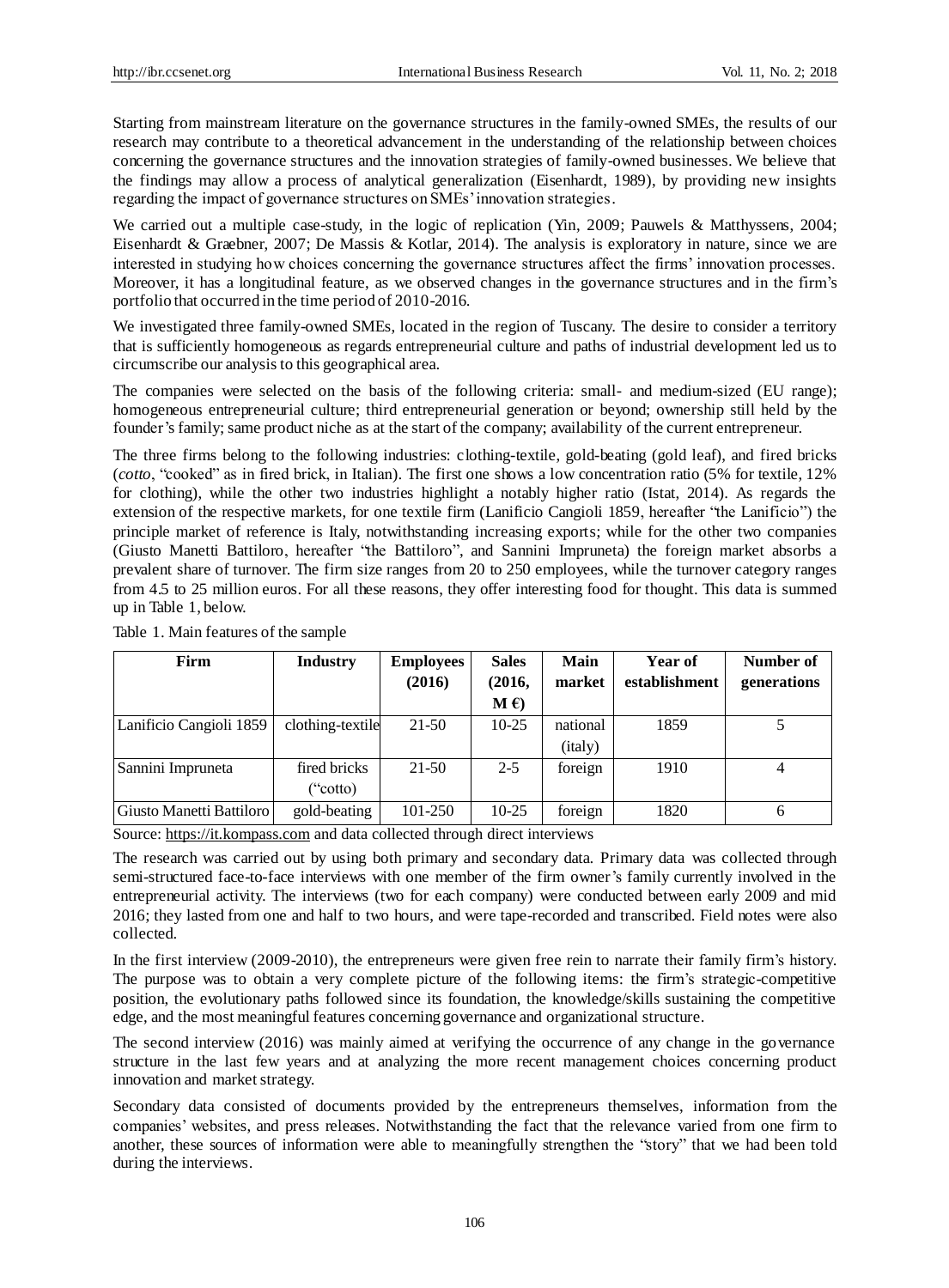Starting from mainstream literature on the governance structures in the family-owned SMEs, the results of our research may contribute to a theoretical advancement in the understanding of the relationship between choices concerning the governance structures and the innovation strategies of family-owned businesses. We believe that the findings may allow a process of analytical generalization (Eisenhardt, 1989), by providing new insights regarding the impact of governance structures on SMEs' innovation strategies.

We carried out a multiple case-study, in the logic of replication (Yin, 2009; Pauwels & Matthyssens, 2004; Eisenhardt & Graebner, 2007; De Massis & Kotlar, 2014). The analysis is exploratory in nature, since we are interested in studying how choices concerning the governance structures affect the firms' innovation processes. Moreover, it has a longitudinal feature, as we observed changes in the governance structures and in the firm's portfolio that occurred in the time period of 2010-2016.

We investigated three family-owned SMEs, located in the region of Tuscany. The desire to consider a territory that is sufficiently homogeneous as regards entrepreneurial culture and paths of industrial development led us to circumscribe our analysis to this geographical area.

The companies were selected on the basis of the following criteria: small- and medium-sized (EU range); homogeneous entrepreneurial culture; third entrepreneurial generation or beyond; ownership still held by the founder's family; same product niche as at the start of the company; availability of the current entrepreneur.

The three firms belong to the following industries: clothing-textile, gold-beating (gold leaf), and fired bricks (*cotto*, "cooked" as in fired brick, in Italian). The first one shows a low concentration ratio (5% for textile, 12% for clothing), while the other two industries highlight a notably higher ratio (Istat, 2014). As regards the extension of the respective markets, for one textile firm (Lanificio Cangioli 1859, hereafter "the Lanificio") the principle market of reference is Italy, notwithstanding increasing exports; while for the other two companies (Giusto Manetti Battiloro, hereafter "the Battiloro", and Sannini Impruneta) the foreign market absorbs a prevalent share of turnover. The firm size ranges from 20 to 250 employees, while the turnover category ranges from 4.5 to 25 million euros. For all these reasons, they offer interesting food for thought. This data is summed up in Table 1, below.

Table 1. Main features of the sample

| Firm | Industry | Employees (2016) | Sales (2016, M €) | Main market | Year of establishment | Number of generations |
|---|---|---|---|---|---|---|
| Lanificio Cangioli 1859 | clothing-textile | 21-50 | 10-25 | national (italy) | 1859 | 5 |
| Sannini Impruneta | fired bricks ("cotto) | 21-50 | 2-5 | foreign | 1910 | 4 |
| Giusto Manetti Battiloro | gold-beating | 101-250 | 10-25 | foreign | 1820 | 6 |

Source: https://it.kompass.com and data collected through direct interviews

The research was carried out by using both primary and secondary data. Primary data was collected through semi-structured face-to-face interviews with one member of the firm owner's family currently involved in the entrepreneurial activity. The interviews (two for each company) were conducted between early 2009 and mid 2016; they lasted from one and half to two hours, and were tape-recorded and transcribed. Field notes were also collected.

In the first interview (2009-2010), the entrepreneurs were given free rein to narrate their family firm's history. The purpose was to obtain a very complete picture of the following items: the firm's strategic-competitive position, the evolutionary paths followed since its foundation, the knowledge/skills sustaining the competitive edge, and the most meaningful features concerning governance and organizational structure.

The second interview (2016) was mainly aimed at verifying the occurrence of any change in the governance structure in the last few years and at analyzing the more recent management choices concerning product innovation and market strategy.

Secondary data consisted of documents provided by the entrepreneurs themselves, information from the companies' websites, and press releases. Notwithstanding the fact that the relevance varied from one firm to another, these sources of information were able to meaningfully strengthen the "story" that we had been told during the interviews.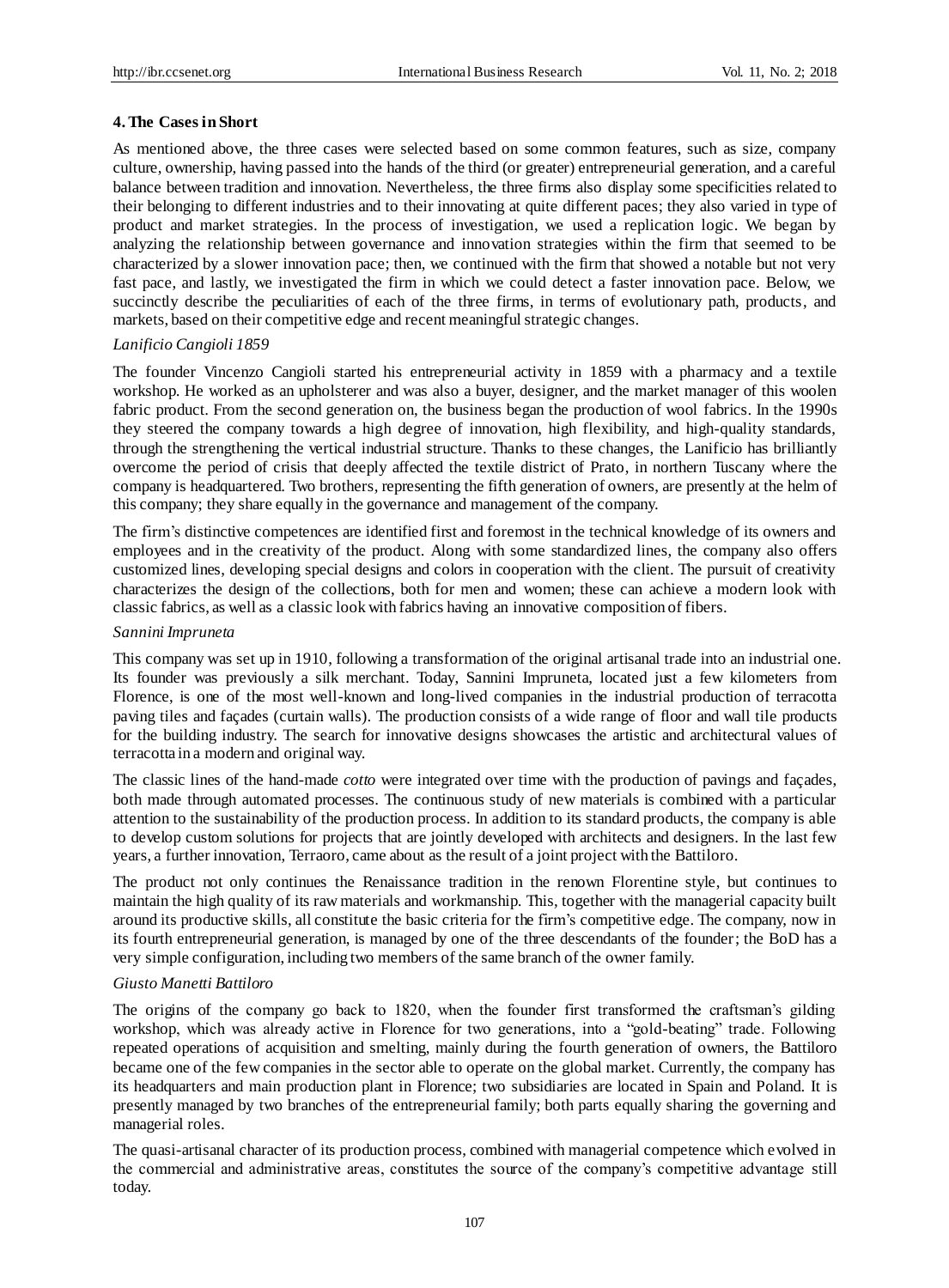### 4. The Cases in Short

As mentioned above, the three cases were selected based on some common features, such as size, company culture, ownership, having passed into the hands of the third (or greater) entrepreneurial generation, and a careful balance between tradition and innovation. Nevertheless, the three firms also display some specificities related to their belonging to different industries and to their innovating at quite different paces; they also varied in type of product and market strategies. In the process of investigation, we used a replication logic. We began by analyzing the relationship between governance and innovation strategies within the firm that seemed to be characterized by a slower innovation pace; then, we continued with the firm that showed a notable but not very fast pace, and lastly, we investigated the firm in which we could detect a faster innovation pace. Below, we succinctly describe the peculiarities of each of the three firms, in terms of evolutionary path, products, and markets, based on their competitive edge and recent meaningful strategic changes.

*Lanificio Cangioli 1859*

The founder Vincenzo Cangioli started his entrepreneurial activity in 1859 with a pharmacy and a textile workshop. He worked as an upholsterer and was also a buyer, designer, and the market manager of this woolen fabric product. From the second generation on, the business began the production of wool fabrics. In the 1990s they steered the company towards a high degree of innovation, high flexibility, and high-quality standards, through the strengthening the vertical industrial structure. Thanks to these changes, the Lanificio has brilliantly overcome the period of crisis that deeply affected the textile district of Prato, in northern Tuscany where the company is headquartered. Two brothers, representing the fifth generation of owners, are presently at the helm of this company; they share equally in the governance and management of the company.

The firm's distinctive competences are identified first and foremost in the technical knowledge of its owners and employees and in the creativity of the product. Along with some standardized lines, the company also offers customized lines, developing special designs and colors in cooperation with the client. The pursuit of creativity characterizes the design of the collections, both for men and women; these can achieve a modern look with classic fabrics, as well as a classic look with fabrics having an innovative composition of fibers.

*Sannini Impruneta*

This company was set up in 1910, following a transformation of the original artisanal trade into an industrial one. Its founder was previously a silk merchant. Today, Sannini Impruneta, located just a few kilometers from Florence, is one of the most well-known and long-lived companies in the industrial production of terracotta paving tiles and façades (curtain walls). The production consists of a wide range of floor and wall tile products for the building industry. The search for innovative designs showcases the artistic and architectural values of terracotta in a modern and original way.

The classic lines of the hand-made *cotto* were integrated over time with the production of pavings and façades, both made through automated processes. The continuous study of new materials is combined with a particular attention to the sustainability of the production process. In addition to its standard products, the company is able to develop custom solutions for projects that are jointly developed with architects and designers. In the last few years, a further innovation, Terraoro, came about as the result of a joint project with the Battiloro.

The product not only continues the Renaissance tradition in the renown Florentine style, but continues to maintain the high quality of its raw materials and workmanship. This, together with the managerial capacity built around its productive skills, all constitute the basic criteria for the firm's competitive edge. The company, now in its fourth entrepreneurial generation, is managed by one of the three descendants of the founder; the BoD has a very simple configuration, including two members of the same branch of the owner family.

*Giusto Manetti Battiloro*

The origins of the company go back to 1820, when the founder first transformed the craftsman's gilding workshop, which was already active in Florence for two generations, into a "gold-beating" trade. Following repeated operations of acquisition and smelting, mainly during the fourth generation of owners, the Battiloro became one of the few companies in the sector able to operate on the global market. Currently, the company has its headquarters and main production plant in Florence; two subsidiaries are located in Spain and Poland. It is presently managed by two branches of the entrepreneurial family; both parts equally sharing the governing and managerial roles.

The quasi-artisanal character of its production process, combined with managerial competence which evolved in the commercial and administrative areas, constitutes the source of the company's competitive advantage still today.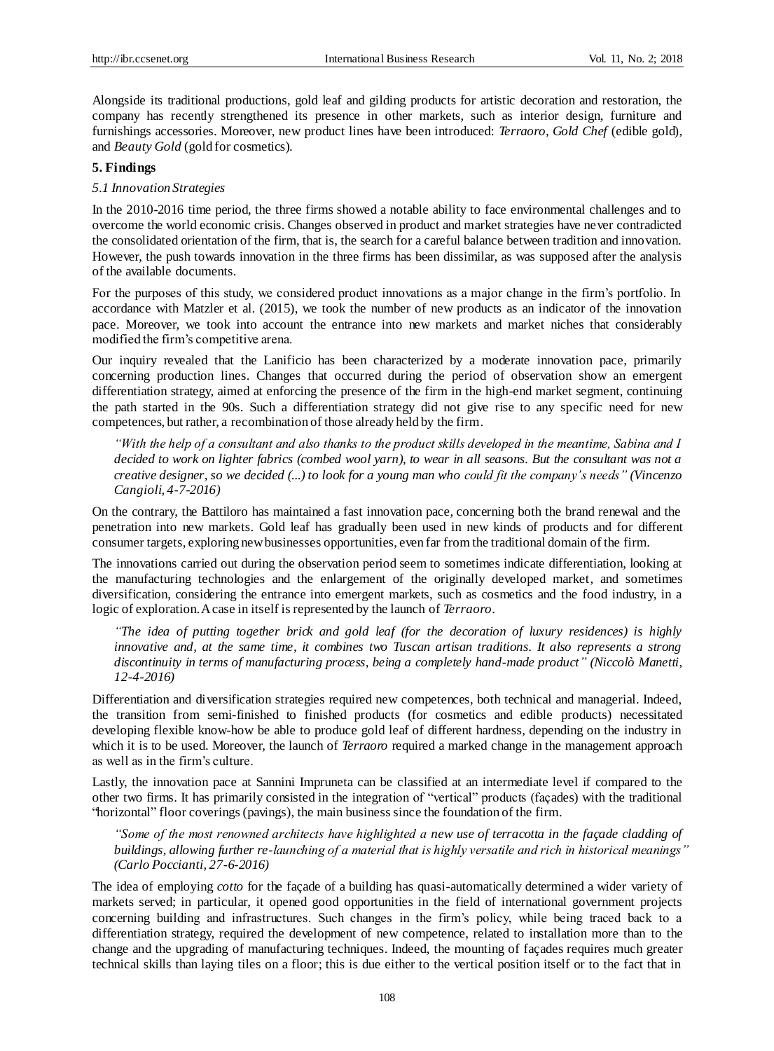Alongside its traditional productions, gold leaf and gilding products for artistic decoration and restoration, the company has recently strengthened its presence in other markets, such as interior design, furniture and furnishings accessories. Moreover, new product lines have been introduced: *Terraoro*, *Gold Chef* (edible gold), and *Beauty Gold* (gold for cosmetics).

## 5. Findings

### *5.1 Innovation Strategies*

In the 2010-2016 time period, the three firms showed a notable ability to face environmental challenges and to overcome the world economic crisis. Changes observed in product and market strategies have never contradicted the consolidated orientation of the firm, that is, the search for a careful balance between tradition and innovation. However, the push towards innovation in the three firms has been dissimilar, as was supposed after the analysis of the available documents.

For the purposes of this study, we considered product innovations as a major change in the firm's portfolio. In accordance with Matzler et al. (2015), we took the number of new products as an indicator of the innovation pace. Moreover, we took into account the entrance into new markets and market niches that considerably modified the firm's competitive arena.

Our inquiry revealed that the Lanificio has been characterized by a moderate innovation pace, primarily concerning production lines. Changes that occurred during the period of observation show an emergent differentiation strategy, aimed at enforcing the presence of the firm in the high-end market segment, continuing the path started in the 90s. Such a differentiation strategy did not give rise to any specific need for new competences, but rather, a recombination of those already held by the firm.

> *"With the help of a consultant and also thanks to the product skills developed in the meantime, Sabina and I decided to work on lighter fabrics (combed wool yarn), to wear in all seasons. But the consultant was not a creative designer, so we decided (...) to look for a young man who could fit the company's needs" (Vincenzo Cangioli, 4-7-2016)*

On the contrary, the Battiloro has maintained a fast innovation pace, concerning both the brand renewal and the penetration into new markets. Gold leaf has gradually been used in new kinds of products and for different consumer targets, exploring new businesses opportunities, even far from the traditional domain of the firm.

The innovations carried out during the observation period seem to sometimes indicate differentiation, looking at the manufacturing technologies and the enlargement of the originally developed market, and sometimes diversification, considering the entrance into emergent markets, such as cosmetics and the food industry, in a logic of exploration. A case in itself is represented by the launch of *Terraoro*.

> *"The idea of putting together brick and gold leaf (for the decoration of luxury residences) is highly innovative and, at the same time, it combines two Tuscan artisan traditions. It also represents a strong discontinuity in terms of manufacturing process, being a completely hand-made product" (Niccolò Manetti, 12-4-2016)*

Differentiation and diversification strategies required new competences, both technical and managerial. Indeed, the transition from semi-finished to finished products (for cosmetics and edible products) necessitated developing flexible know-how be able to produce gold leaf of different hardness, depending on the industry in which it is to be used. Moreover, the launch of *Terraoro* required a marked change in the management approach as well as in the firm's culture.

Lastly, the innovation pace at Sannini Impruneta can be classified at an intermediate level if compared to the other two firms. It has primarily consisted in the integration of "vertical" products (façades) with the traditional "horizontal" floor coverings (pavings), the main business since the foundation of the firm.

> *"Some of the most renowned architects have highlighted a new use of terracotta in the façade cladding of buildings, allowing further re-launching of a material that is highly versatile and rich in historical meanings" (Carlo Poccianti, 27-6-2016)*

The idea of employing *cotto* for the façade of a building has quasi-automatically determined a wider variety of markets served; in particular, it opened good opportunities in the field of international government projects concerning building and infrastructures. Such changes in the firm's policy, while being traced back to a differentiation strategy, required the development of new competence, related to installation more than to the change and the upgrading of manufacturing techniques. Indeed, the mounting of façades requires much greater technical skills than laying tiles on a floor; this is due either to the vertical position itself or to the fact that in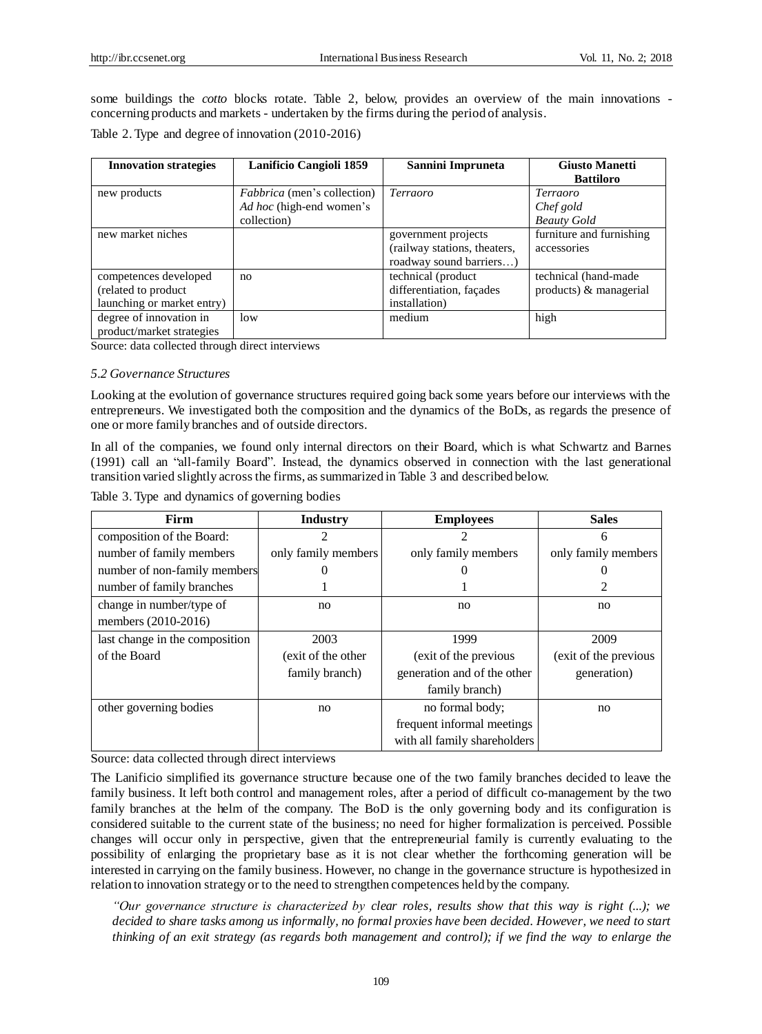some buildings the *cotto* blocks rotate. Table 2, below, provides an overview of the main innovations - concerning products and markets - undertaken by the firms during the period of analysis.

Table 2. Type and degree of innovation (2010-2016)

| Innovation strategies | Lanificio Cangioli 1859 | Sannini Impruneta | Giusto Manetti Battiloro |
|---|---|---|---|
| new products | *Fabbrica* (men's collection) *Ad hoc* (high-end women's collection) | *Terraoro* | *Terraoro* *Chef gold* *Beauty Gold* |
| new market niches | | government projects (railway stations, theaters, roadway sound barriers…) | furniture and furnishing accessories |
| competences developed (related to product launching or market entry) | no | technical (product differentiation, façades installation) | technical (hand-made products) & managerial |
| degree of innovation in product/market strategies | low | medium | high |

Source: data collected through direct interviews

### *5.2 Governance Structures*

Looking at the evolution of governance structures required going back some years before our interviews with the entrepreneurs. We investigated both the composition and the dynamics of the BoDs, as regards the presence of one or more family branches and of outside directors.

In all of the companies, we found only internal directors on their Board, which is what Schwartz and Barnes (1991) call an "all-family Board". Instead, the dynamics observed in connection with the last generational transition varied slightly across the firms, as summarized in Table 3 and described below.

Table 3. Type and dynamics of governing bodies

| Firm | Industry | Employees | Sales |
|---|---|---|---|
| composition of the Board: | 2 | 2 | 6 |
| number of family members | only family members | only family members | only family members |
| number of non-family members | 0 | 0 | 0 |
| number of family branches | 1 | 1 | 2 |
| change in number/type of members (2010-2016) | no | no | no |
| last change in the composition of the Board | 2003 (exit of the other family branch) | 1999 (exit of the previous generation and of the other family branch) | 2009 (exit of the previous generation) |
| other governing bodies | no | no formal body; frequent informal meetings with all family shareholders | no |

Source: data collected through direct interviews

The Lanificio simplified its governance structure because one of the two family branches decided to leave the family business. It left both control and management roles, after a period of difficult co-management by the two family branches at the helm of the company. The BoD is the only governing body and its configuration is considered suitable to the current state of the business; no need for higher formalization is perceived. Possible changes will occur only in perspective, given that the entrepreneurial family is currently evaluating to the possibility of enlarging the proprietary base as it is not clear whether the forthcoming generation will be interested in carrying on the family business. However, no change in the governance structure is hypothesized in relation to innovation strategy or to the need to strengthen competences held by the company.

> *"Our governance structure is characterized by clear roles, results show that this way is right (...); we decided to share tasks among us informally, no formal proxies have been decided. However, we need to start thinking of an exit strategy (as regards both management and control); if we find the way to enlarge the*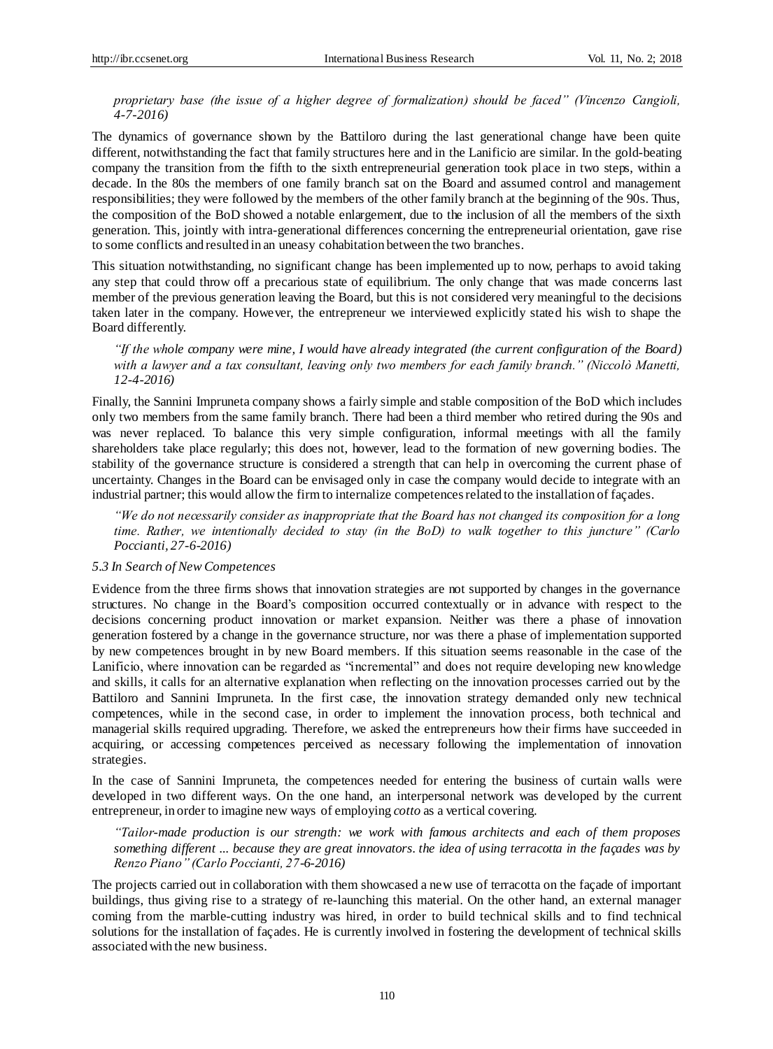*proprietary base (the issue of a higher degree of formalization) should be faced" (Vincenzo Cangioli, 4-7-2016)*

The dynamics of governance shown by the Battiloro during the last generational change have been quite different, notwithstanding the fact that family structures here and in the Lanificio are similar. In the gold-beating company the transition from the fifth to the sixth entrepreneurial generation took place in two steps, within a decade. In the 80s the members of one family branch sat on the Board and assumed control and management responsibilities; they were followed by the members of the other family branch at the beginning of the 90s. Thus, the composition of the BoD showed a notable enlargement, due to the inclusion of all the members of the sixth generation. This, jointly with intra-generational differences concerning the entrepreneurial orientation, gave rise to some conflicts and resulted in an uneasy cohabitation between the two branches.

This situation notwithstanding, no significant change has been implemented up to now, perhaps to avoid taking any step that could throw off a precarious state of equilibrium. The only change that was made concerns last member of the previous generation leaving the Board, but this is not considered very meaningful to the decisions taken later in the company. However, the entrepreneur we interviewed explicitly stated his wish to shape the Board differently.

> *"If the whole company were mine, I would have already integrated (the current configuration of the Board) with a lawyer and a tax consultant, leaving only two members for each family branch." (Niccolò Manetti, 12-4-2016)*

Finally, the Sannini Impruneta company shows a fairly simple and stable composition of the BoD which includes only two members from the same family branch. There had been a third member who retired during the 90s and was never replaced. To balance this very simple configuration, informal meetings with all the family shareholders take place regularly; this does not, however, lead to the formation of new governing bodies. The stability of the governance structure is considered a strength that can help in overcoming the current phase of uncertainty. Changes in the Board can be envisaged only in case the company would decide to integrate with an industrial partner; this would allow the firm to internalize competences related to the installation of façades.

> *"We do not necessarily consider as inappropriate that the Board has not changed its composition for a long time. Rather, we intentionally decided to stay (in the BoD) to walk together to this juncture" (Carlo Poccianti, 27-6-2016)*

### *5.3 In Search of New Competences*

Evidence from the three firms shows that innovation strategies are not supported by changes in the governance structures. No change in the Board's composition occurred contextually or in advance with respect to the decisions concerning product innovation or market expansion. Neither was there a phase of innovation generation fostered by a change in the governance structure, nor was there a phase of implementation supported by new competences brought in by new Board members. If this situation seems reasonable in the case of the Lanificio, where innovation can be regarded as "incremental" and does not require developing new knowledge and skills, it calls for an alternative explanation when reflecting on the innovation processes carried out by the Battiloro and Sannini Impruneta. In the first case, the innovation strategy demanded only new technical competences, while in the second case, in order to implement the innovation process, both technical and managerial skills required upgrading. Therefore, we asked the entrepreneurs how their firms have succeeded in acquiring, or accessing competences perceived as necessary following the implementation of innovation strategies.

In the case of Sannini Impruneta, the competences needed for entering the business of curtain walls were developed in two different ways. On the one hand, an interpersonal network was developed by the current entrepreneur, in order to imagine new ways of employing *cotto* as a vertical covering.

> *"Tailor-made production is our strength: we work with famous architects and each of them proposes something different ... because they are great innovators. the idea of using terracotta in the façades was by Renzo Piano" (Carlo Poccianti, 27-6-2016)*

The projects carried out in collaboration with them showcased a new use of terracotta on the façade of important buildings, thus giving rise to a strategy of re-launching this material. On the other hand, an external manager coming from the marble-cutting industry was hired, in order to build technical skills and to find technical solutions for the installation of façades. He is currently involved in fostering the development of technical skills associated with the new business.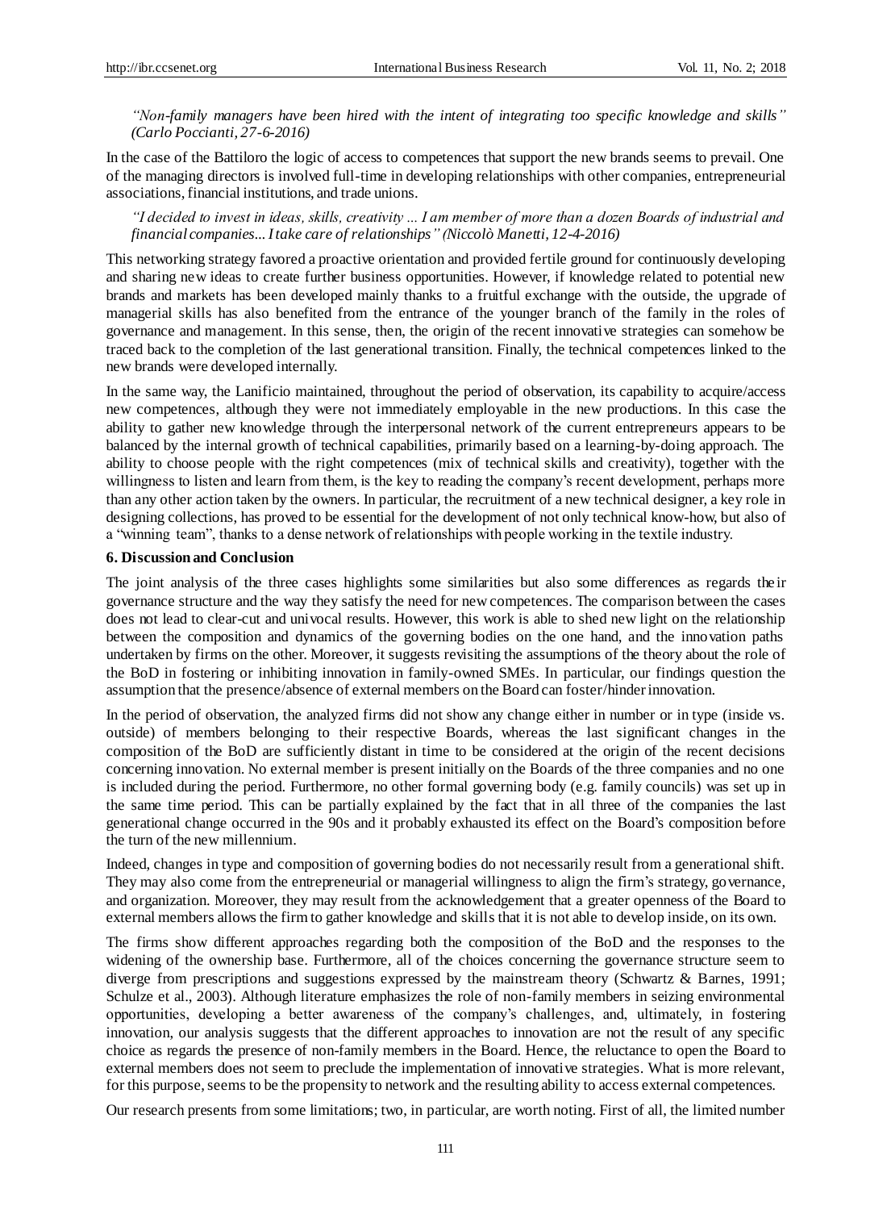*"Non-family managers have been hired with the intent of integrating too specific knowledge and skills" (Carlo Poccianti, 27-6-2016)*

In the case of the Battiloro the logic of access to competences that support the new brands seems to prevail. One of the managing directors is involved full-time in developing relationships with other companies, entrepreneurial associations, financial institutions, and trade unions.

*"I decided to invest in ideas, skills, creativity ... I am member of more than a dozen Boards of industrial and financial companies... I take care of relationships" (Niccolò Manetti, 12-4-2016)*

This networking strategy favored a proactive orientation and provided fertile ground for continuously developing and sharing new ideas to create further business opportunities. However, if knowledge related to potential new brands and markets has been developed mainly thanks to a fruitful exchange with the outside, the upgrade of managerial skills has also benefited from the entrance of the younger branch of the family in the roles of governance and management. In this sense, then, the origin of the recent innovative strategies can somehow be traced back to the completion of the last generational transition. Finally, the technical competences linked to the new brands were developed internally.

In the same way, the Lanificio maintained, throughout the period of observation, its capability to acquire/access new competences, although they were not immediately employable in the new productions. In this case the ability to gather new knowledge through the interpersonal network of the current entrepreneurs appears to be balanced by the internal growth of technical capabilities, primarily based on a learning-by-doing approach. The ability to choose people with the right competences (mix of technical skills and creativity), together with the willingness to listen and learn from them, is the key to reading the company's recent development, perhaps more than any other action taken by the owners. In particular, the recruitment of a new technical designer, a key role in designing collections, has proved to be essential for the development of not only technical know-how, but also of a "winning team", thanks to a dense network of relationships with people working in the textile industry.

## 6. Discussion and Conclusion

The joint analysis of the three cases highlights some similarities but also some differences as regards their governance structure and the way they satisfy the need for new competences. The comparison between the cases does not lead to clear-cut and univocal results. However, this work is able to shed new light on the relationship between the composition and dynamics of the governing bodies on the one hand, and the innovation paths undertaken by firms on the other. Moreover, it suggests revisiting the assumptions of the theory about the role of the BoD in fostering or inhibiting innovation in family-owned SMEs. In particular, our findings question the assumption that the presence/absence of external members on the Board can foster/hinder innovation.

In the period of observation, the analyzed firms did not show any change either in number or in type (inside vs. outside) of members belonging to their respective Boards, whereas the last significant changes in the composition of the BoD are sufficiently distant in time to be considered at the origin of the recent decisions concerning innovation. No external member is present initially on the Boards of the three companies and no one is included during the period. Furthermore, no other formal governing body (e.g. family councils) was set up in the same time period. This can be partially explained by the fact that in all three of the companies the last generational change occurred in the 90s and it probably exhausted its effect on the Board's composition before the turn of the new millennium.

Indeed, changes in type and composition of governing bodies do not necessarily result from a generational shift. They may also come from the entrepreneurial or managerial willingness to align the firm's strategy, governance, and organization. Moreover, they may result from the acknowledgement that a greater openness of the Board to external members allows the firm to gather knowledge and skills that it is not able to develop inside, on its own.

The firms show different approaches regarding both the composition of the BoD and the responses to the widening of the ownership base. Furthermore, all of the choices concerning the governance structure seem to diverge from prescriptions and suggestions expressed by the mainstream theory (Schwartz & Barnes, 1991; Schulze et al., 2003). Although literature emphasizes the role of non-family members in seizing environmental opportunities, developing a better awareness of the company's challenges, and, ultimately, in fostering innovation, our analysis suggests that the different approaches to innovation are not the result of any specific choice as regards the presence of non-family members in the Board. Hence, the reluctance to open the Board to external members does not seem to preclude the implementation of innovative strategies. What is more relevant, for this purpose, seems to be the propensity to network and the resulting ability to access external competences.

Our research presents from some limitations; two, in particular, are worth noting. First of all, the limited number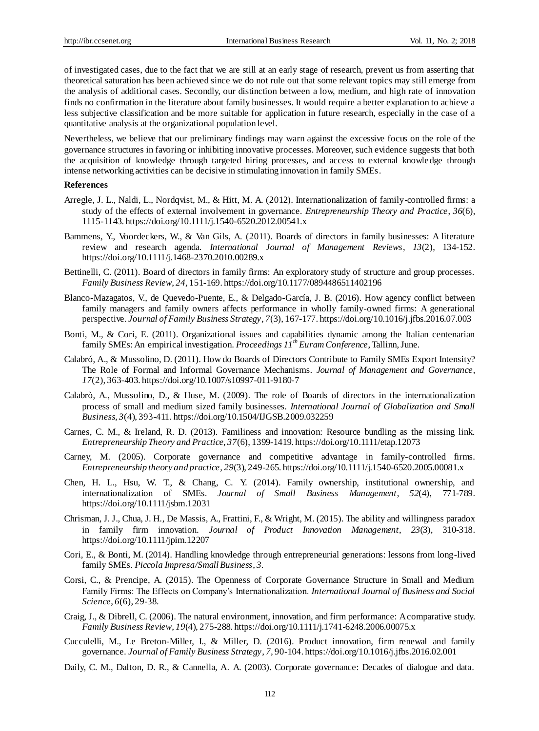of investigated cases, due to the fact that we are still at an early stage of research, prevent us from asserting that theoretical saturation has been achieved since we do not rule out that some relevant topics may still emerge from the analysis of additional cases. Secondly, our distinction between a low, medium, and high rate of innovation finds no confirmation in the literature about family businesses. It would require a better explanation to achieve a less subjective classification and be more suitable for application in future research, especially in the case of a quantitative analysis at the organizational population level.

Nevertheless, we believe that our preliminary findings may warn against the excessive focus on the role of the governance structures in favoring or inhibiting innovative processes. Moreover, such evidence suggests that both the acquisition of knowledge through targeted hiring processes, and access to external knowledge through intense networking activities can be decisive in stimulating innovation in family SMEs.

**References**

Arregle, J. L., Naldi, L., Nordqvist, M., & Hitt, M. A. (2012). Internationalization of family-controlled firms: a study of the effects of external involvement in governance. *Entrepreneurship Theory and Practice*, *36*(6), 1115-1143. https://doi.org/10.1111/j.1540-6520.2012.00541.x

Bammens, Y., Voordeckers, W., & Van Gils, A. (2011). Boards of directors in family businesses: A literature review and research agenda. *International Journal of Management Reviews*, *13*(2), 134-152. https://doi.org/10.1111/j.1468-2370.2010.00289.x

Bettinelli, C. (2011). Board of directors in family firms: An exploratory study of structure and group processes. *Family Business Review*, *24*, 151-169. https://doi.org/10.1177/0894486511402196

Blanco-Mazagatos, V., de Quevedo-Puente, E., & Delgado-García, J. B. (2016). How agency conflict between family managers and family owners affects performance in wholly family-owned firms: A generational perspective. *Journal of Family Business Strategy*, *7*(3), 167-177. https://doi.org/10.1016/j.jfbs.2016.07.003

Bonti, M., & Cori, E. (2011). Organizational issues and capabilities dynamic among the Italian centenarian family SMEs: An empirical investigation. *Proceedings 11th Euram Conference*, Tallinn, June.

Calabró, A., & Mussolino, D. (2011). How do Boards of Directors Contribute to Family SMEs Export Intensity? The Role of Formal and Informal Governance Mechanisms. *Journal of Management and Governance*, *17*(2), 363-403. https://doi.org/10.1007/s10997-011-9180-7

Calabrò, A., Mussolino, D., & Huse, M. (2009). The role of Boards of directors in the internationalization process of small and medium sized family businesses. *International Journal of Globalization and Small Business*, *3*(4), 393-411. https://doi.org/10.1504/IJGSB.2009.032259

Carnes, C. M., & Ireland, R. D. (2013). Familiness and innovation: Resource bundling as the missing link. *Entrepreneurship Theory and Practice*, *37*(6), 1399-1419. https://doi.org/10.1111/etap.12073

Carney, M. (2005). Corporate governance and competitive advantage in family-controlled firms. *Entrepreneurship theory and practice*, *29*(3), 249-265. https://doi.org/10.1111/j.1540-6520.2005.00081.x

Chen, H. L., Hsu, W. T., & Chang, C. Y. (2014). Family ownership, institutional ownership, and internationalization of SMEs. *Journal of Small Business Management*, *52*(4), 771-789. https://doi.org/10.1111/jsbm.12031

Chrisman, J. J., Chua, J. H., De Massis, A., Frattini, F., & Wright, M. (2015). The ability and willingness paradox in family firm innovation. *Journal of Product Innovation Management*, *23*(3), 310-318. https://doi.org/10.1111/jpim.12207

Cori, E., & Bonti, M. (2014). Handling knowledge through entrepreneurial generations: lessons from long-lived family SMEs. *Piccola Impresa/Small Business*, *3*.

Corsi, C., & Prencipe, A. (2015). The Openness of Corporate Governance Structure in Small and Medium Family Firms: The Effects on Company's Internationalization. *International Journal of Business and Social Science*, *6*(6), 29-38.

Craig, J., & Dibrell, C. (2006). The natural environment, innovation, and firm performance: A comparative study. *Family Business Review*, *19*(4), 275-288. https://doi.org/10.1111/j.1741-6248.2006.00075.x

Cucculelli, M., Le Breton-Miller, I., & Miller, D. (2016). Product innovation, firm renewal and family governance. *Journal of Family Business Strategy*, *7*, 90-104. https://doi.org/10.1016/j.jfbs.2016.02.001

Daily, C. M., Dalton, D. R., & Cannella, A. A. (2003). Corporate governance: Decades of dialogue and data.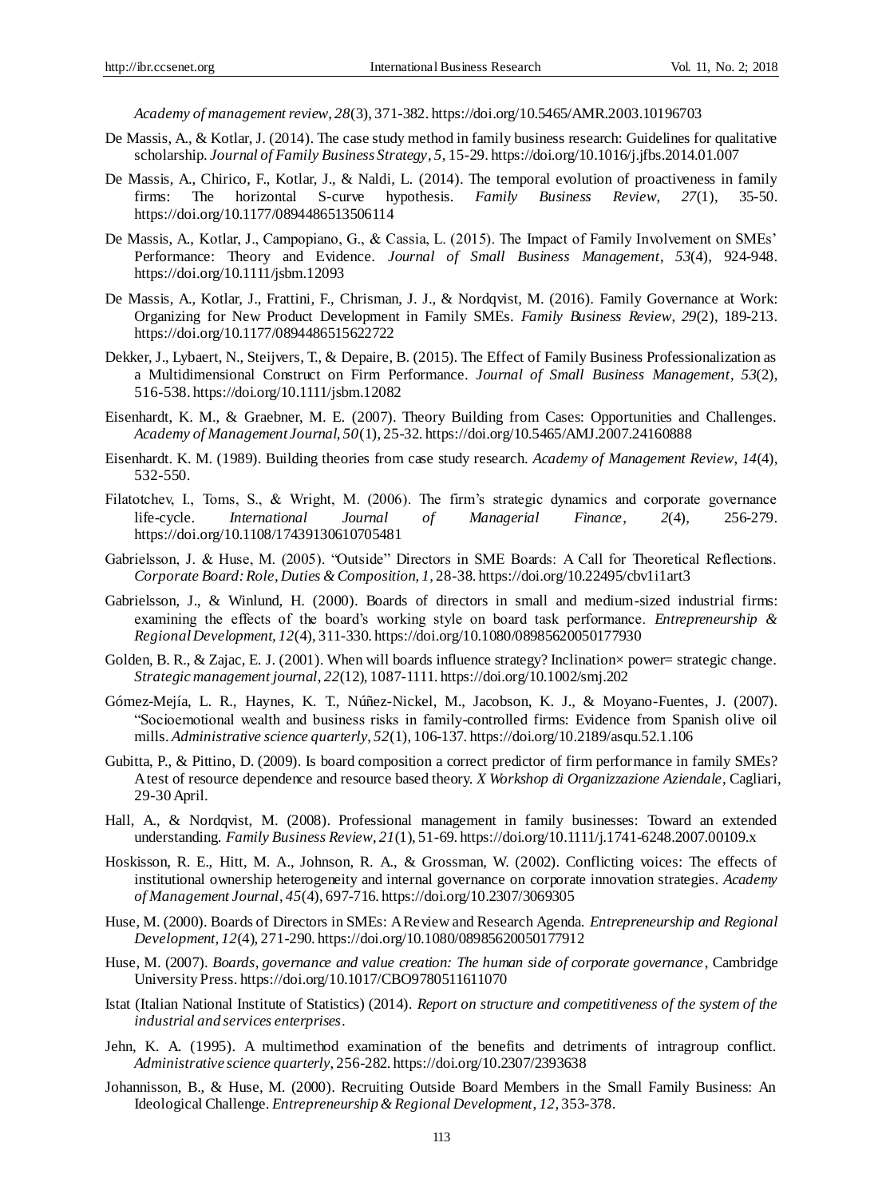*Academy of management review*, *28*(3), 371-382. https://doi.org/10.5465/AMR.2003.10196703

De Massis, A., & Kotlar, J. (2014). The case study method in family business research: Guidelines for qualitative scholarship. *Journal of Family Business Strategy*, *5*, 15-29. https://doi.org/10.1016/j.jfbs.2014.01.007

De Massis, A., Chirico, F., Kotlar, J., & Naldi, L. (2014). The temporal evolution of proactiveness in family firms: The horizontal S-curve hypothesis. *Family Business Review*, *27*(1), 35-50. https://doi.org/10.1177/0894486513506114

De Massis, A., Kotlar, J., Campopiano, G., & Cassia, L. (2015). The Impact of Family Involvement on SMEs' Performance: Theory and Evidence. *Journal of Small Business Management*, *53*(4), 924-948. https://doi.org/10.1111/jsbm.12093

De Massis, A., Kotlar, J., Frattini, F., Chrisman, J. J., & Nordqvist, M. (2016). Family Governance at Work: Organizing for New Product Development in Family SMEs. *Family Business Review*, *29*(2), 189-213. https://doi.org/10.1177/0894486515622722

Dekker, J., Lybaert, N., Steijvers, T., & Depaire, B. (2015). The Effect of Family Business Professionalization as a Multidimensional Construct on Firm Performance. *Journal of Small Business Management*, *53*(2), 516-538. https://doi.org/10.1111/jsbm.12082

Eisenhardt, K. M., & Graebner, M. E. (2007). Theory Building from Cases: Opportunities and Challenges. *Academy of Management Journal*, *50*(1), 25-32. https://doi.org/10.5465/AMJ.2007.24160888

Eisenhardt. K. M. (1989). Building theories from case study research. *Academy of Management Review*, *14*(4), 532-550.

Filatotchev, I., Toms, S., & Wright, M. (2006). The firm's strategic dynamics and corporate governance life-cycle. *International Journal of Managerial Finance*, *2*(4), 256-279. https://doi.org/10.1108/17439130610705481

Gabrielsson, J. & Huse, M. (2005). "Outside" Directors in SME Boards: A Call for Theoretical Reflections. *Corporate Board: Role, Duties & Composition*, *1*, 28-38. https://doi.org/10.22495/cbv1i1art3

Gabrielsson, J., & Winlund, H. (2000). Boards of directors in small and medium-sized industrial firms: examining the effects of the board's working style on board task performance. *Entrepreneurship & Regional Development*, *12*(4), 311-330. https://doi.org/10.1080/08985620050177930

Golden, B. R., & Zajac, E. J. (2001). When will boards influence strategy? Inclination× power= strategic change. *Strategic management journal*, *22*(12), 1087-1111. https://doi.org/10.1002/smj.202

Gómez-Mejía, L. R., Haynes, K. T., Núñez-Nickel, M., Jacobson, K. J., & Moyano-Fuentes, J. (2007). "Socioemotional wealth and business risks in family-controlled firms: Evidence from Spanish olive oil mills. *Administrative science quarterly*, *52*(1), 106-137. https://doi.org/10.2189/asqu.52.1.106

Gubitta, P., & Pittino, D. (2009). Is board composition a correct predictor of firm performance in family SMEs? A test of resource dependence and resource based theory. *X Workshop di Organizzazione Aziendale*, Cagliari, 29-30 April.

Hall, A., & Nordqvist, M. (2008). Professional management in family businesses: Toward an extended understanding. *Family Business Review*, *21*(1), 51-69. https://doi.org/10.1111/j.1741-6248.2007.00109.x

Hoskisson, R. E., Hitt, M. A., Johnson, R. A., & Grossman, W. (2002). Conflicting voices: The effects of institutional ownership heterogeneity and internal governance on corporate innovation strategies. *Academy of Management Journal*, *45*(4), 697-716. https://doi.org/10.2307/3069305

Huse, M. (2000). Boards of Directors in SMEs: A Review and Research Agenda. *Entrepreneurship and Regional Development*, *12*(4), 271-290. https://doi.org/10.1080/08985620050177912

Huse, M. (2007). *Boards, governance and value creation: The human side of corporate governance*, Cambridge University Press. https://doi.org/10.1017/CBO9780511611070

Istat (Italian National Institute of Statistics) (2014). *Report on structure and competitiveness of the system of the industrial and services enterprises*.

Jehn, K. A. (1995). A multimethod examination of the benefits and detriments of intragroup conflict. *Administrative science quarterly*, 256-282. https://doi.org/10.2307/2393638

Johannisson, B., & Huse, M. (2000). Recruiting Outside Board Members in the Small Family Business: An Ideological Challenge. *Entrepreneurship & Regional Development*, *12*, 353-378.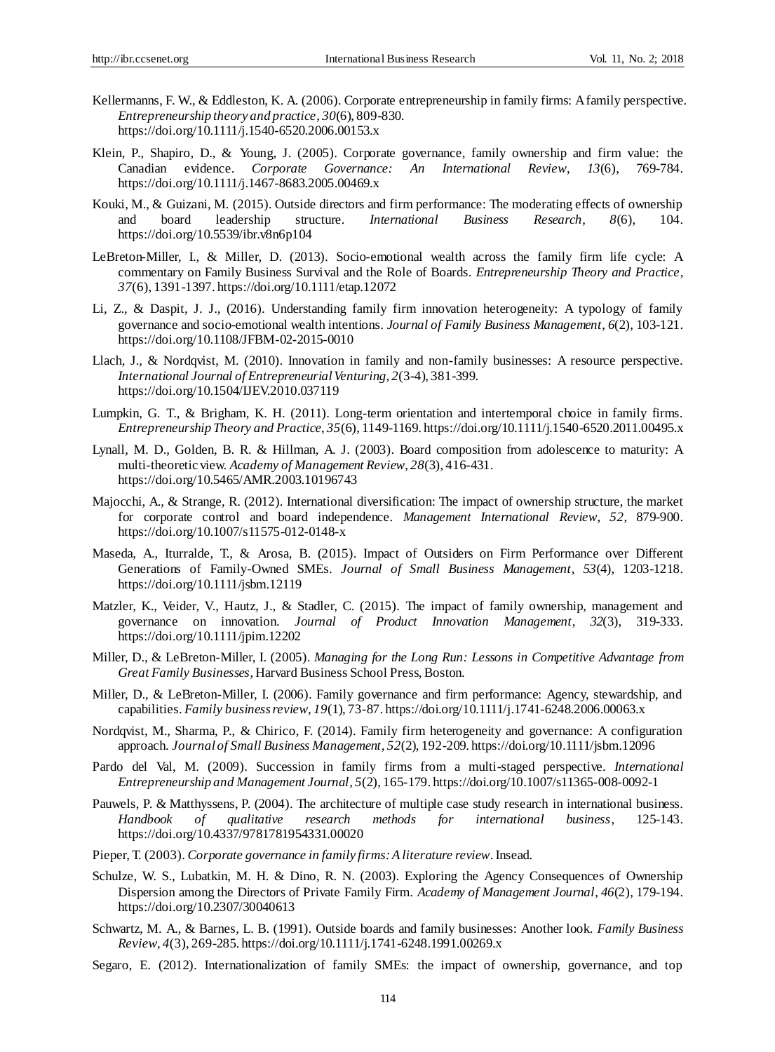Kellermanns, F. W., & Eddleston, K. A. (2006). Corporate entrepreneurship in family firms: A family perspective. *Entrepreneurship theory and practice*, *30*(6), 809-830. https://doi.org/10.1111/j.1540-6520.2006.00153.x

Klein, P., Shapiro, D., & Young, J. (2005). Corporate governance, family ownership and firm value: the Canadian evidence. *Corporate Governance: An International Review*, *13*(6), 769-784. https://doi.org/10.1111/j.1467-8683.2005.00469.x

Kouki, M., & Guizani, M. (2015). Outside directors and firm performance: The moderating effects of ownership and board leadership structure. *International Business Research*, *8*(6), 104. https://doi.org/10.5539/ibr.v8n6p104

LeBreton-Miller, I., & Miller, D. (2013). Socio-emotional wealth across the family firm life cycle: A commentary on Family Business Survival and the Role of Boards. *Entrepreneurship Theory and Practice*, *37*(6), 1391-1397. https://doi.org/10.1111/etap.12072

Li, Z., & Daspit, J. J. (2016). Understanding family firm innovation heterogeneity: A typology of family governance and socio-emotional wealth intentions. *Journal of Family Business Management*, *6*(2), 103-121. https://doi.org/10.1108/JFBM-02-2015-0010

Llach, J., & Nordqvist, M. (2010). Innovation in family and non-family businesses: A resource perspective. *International Journal of Entrepreneurial Venturing*, *2*(3-4), 381-399. https://doi.org/10.1504/IJEV.2010.037119

Lumpkin, G. T., & Brigham, K. H. (2011). Long-term orientation and intertemporal choice in family firms. *Entrepreneurship Theory and Practice*, *35*(6), 1149-1169. https://doi.org/10.1111/j.1540-6520.2011.00495.x

Lynall, M. D., Golden, B. R. & Hillman, A. J. (2003). Board composition from adolescence to maturity: A multi-theoretic view. *Academy of Management Review*, *28*(3), 416-431. https://doi.org/10.5465/AMR.2003.10196743

Majocchi, A., & Strange, R. (2012). International diversification: The impact of ownership structure, the market for corporate control and board independence. *Management International Review*, *52*, 879-900. https://doi.org/10.1007/s11575-012-0148-x

Maseda, A., Iturralde, T., & Arosa, B. (2015). Impact of Outsiders on Firm Performance over Different Generations of Family-Owned SMEs. *Journal of Small Business Management*, *53*(4), 1203-1218. https://doi.org/10.1111/jsbm.12119

Matzler, K., Veider, V., Hautz, J., & Stadler, C. (2015). The impact of family ownership, management and governance on innovation. *Journal of Product Innovation Management*, *32*(3), 319-333. https://doi.org/10.1111/jpim.12202

Miller, D., & LeBreton-Miller, I. (2005). *Managing for the Long Run: Lessons in Competitive Advantage from Great Family Businesses*, Harvard Business School Press, Boston.

Miller, D., & LeBreton-Miller, I. (2006). Family governance and firm performance: Agency, stewardship, and capabilities. *Family business review*, *19*(1), 73-87. https://doi.org/10.1111/j.1741-6248.2006.00063.x

Nordqvist, M., Sharma, P., & Chirico, F. (2014). Family firm heterogeneity and governance: A configuration approach. *Journal of Small Business Management*, *52*(2), 192-209. https://doi.org/10.1111/jsbm.12096

Pardo del Val, M. (2009). Succession in family firms from a multi-staged perspective. *International Entrepreneurship and Management Journal*, *5*(2), 165-179. https://doi.org/10.1007/s11365-008-0092-1

Pauwels, P. & Matthyssens, P. (2004). The architecture of multiple case study research in international business. *Handbook of qualitative research methods for international business*, 125-143. https://doi.org/10.4337/9781781954331.00020

Pieper, T. (2003). *Corporate governance in family firms: A literature review*. Insead.

Schulze, W. S., Lubatkin, M. H. & Dino, R. N. (2003). Exploring the Agency Consequences of Ownership Dispersion among the Directors of Private Family Firm. *Academy of Management Journal*, *46*(2), 179-194. https://doi.org/10.2307/30040613

Schwartz, M. A., & Barnes, L. B. (1991). Outside boards and family businesses: Another look. *Family Business Review*, *4*(3), 269-285. https://doi.org/10.1111/j.1741-6248.1991.00269.x

Segaro, E. (2012). Internationalization of family SMEs: the impact of ownership, governance, and top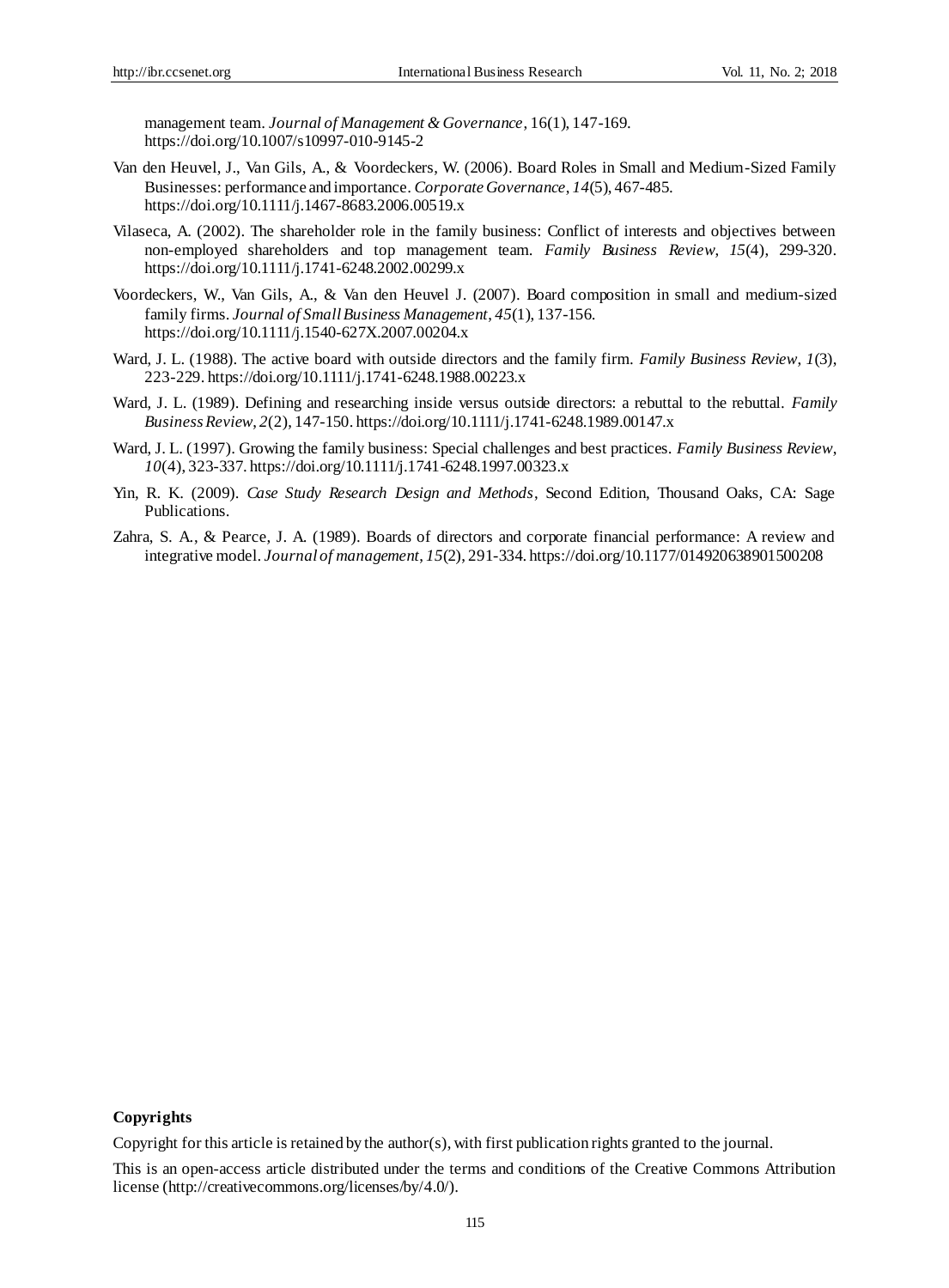management team. *Journal of Management & Governance*, 16(1), 147-169. https://doi.org/10.1007/s10997-010-9145-2

Van den Heuvel, J., Van Gils, A., & Voordeckers, W. (2006). Board Roles in Small and Medium-Sized Family Businesses: performance and importance. *Corporate Governance*, *14*(5), 467-485. https://doi.org/10.1111/j.1467-8683.2006.00519.x

Vilaseca, A. (2002). The shareholder role in the family business: Conflict of interests and objectives between non-employed shareholders and top management team. *Family Business Review*, *15*(4), 299-320. https://doi.org/10.1111/j.1741-6248.2002.00299.x

Voordeckers, W., Van Gils, A., & Van den Heuvel J. (2007). Board composition in small and medium-sized family firms. *Journal of Small Business Management*, *45*(1), 137-156. https://doi.org/10.1111/j.1540-627X.2007.00204.x

Ward, J. L. (1988). The active board with outside directors and the family firm. *Family Business Review*, *1*(3), 223-229. https://doi.org/10.1111/j.1741-6248.1988.00223.x

Ward, J. L. (1989). Defining and researching inside versus outside directors: a rebuttal to the rebuttal. *Family Business Review*, *2*(2), 147-150. https://doi.org/10.1111/j.1741-6248.1989.00147.x

Ward, J. L. (1997). Growing the family business: Special challenges and best practices. *Family Business Review*, *10*(4), 323-337. https://doi.org/10.1111/j.1741-6248.1997.00323.x

Yin, R. K. (2009). *Case Study Research Design and Methods*, Second Edition, Thousand Oaks, CA: Sage Publications.

Zahra, S. A., & Pearce, J. A. (1989). Boards of directors and corporate financial performance: A review and integrative model. *Journal of management*, *15*(2), 291-334. https://doi.org/10.1177/014920638901500208

**Copyrights**

Copyright for this article is retained by the author(s), with first publication rights granted to the journal.

This is an open-access article distributed under the terms and conditions of the Creative Commons Attribution license (http://creativecommons.org/licenses/by/4.0/).